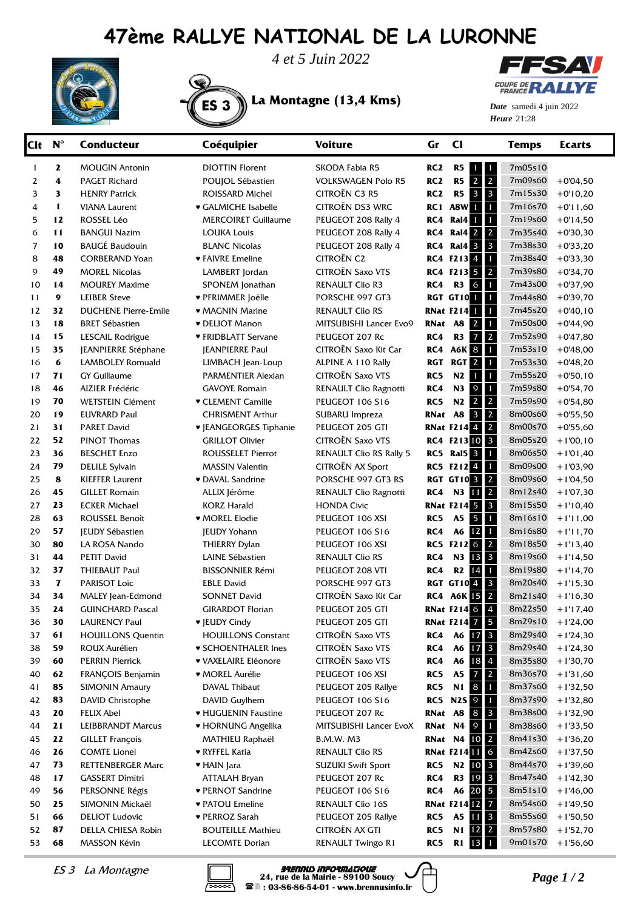# 47ème RALLYE NATIONAL DE LA LURONNE

*4 et 5 Juin 2022*

**ES 3** La Montagne (13,4 Kms)

FFSA COUPE DE FRANCE RALLYE

*Date* samedi 4 juin 2022
*Heure* 21:28

| Clt | N° | Conducteur | Coéquipier | Voiture | Gr | Cl | | | Temps | Ecarts |
|---|---|---|---|---|---|---|---|---|---|---|
| 1 | 2 | MOUGIN Antonin | DIOTTIN Florent | SKODA Fabia R5 | RC2 | R5 | 1 | 1 | 7m05s10 | |
| 2 | 4 | PAGET Richard | POUJOL Sébastien | VOLKSWAGEN Polo R5 | RC2 | R5 | 2 | 2 | 7m09s60 | +0'04,50 |
| 3 | 3 | HENRY Patrick | ROISSARD Michel | CITROËN C3 R5 | RC2 | R5 | 3 | 3 | 7m15s30 | +0'10,20 |
| 4 | 1 | VIANA Laurent | ♥ GALMICHE Isabelle | CITROËN DS3 WRC | RC1 | A8W | 1 | 1 | 7m16s70 | +0'11,60 |
| 5 | 12 | ROSSEL Léo | MERCOIRET Guillaume | PEUGEOT 208 Rally 4 | RC4 | Ral4 | 1 | 1 | 7m19s60 | +0'14,50 |
| 6 | 11 | BANGUI Nazim | LOUKA Louis | PEUGEOT 208 Rally 4 | RC4 | Ral4 | 2 | 2 | 7m35s40 | +0'30,30 |
| 7 | 10 | BAUGÉ Baudouin | BLANC Nicolas | PEUGEOT 208 Rally 4 | RC4 | Ral4 | 3 | 3 | 7m38s30 | +0'33,20 |
| 8 | 48 | CORBERAND Yoan | ♥ FAIVRE Emeline | CITROËN C2 | RC4 | F213 | 4 | 1 | 7m38s40 | +0'33,30 |
| 9 | 49 | MOREL Nicolas | LAMBERT Jordan | CITROËN Saxo VTS | RC4 | F213 | 5 | 2 | 7m39s80 | +0'34,70 |
| 10 | 14 | MOUREY Maxime | SPONEM Jonathan | RENAULT Clio R3 | RC4 | R3 | 6 | 1 | 7m43s00 | +0'37,90 |
| 11 | 9 | LEIBER Steve | ♥ PFRIMMER Joëlle | PORSCHE 997 GT3 | RGT | GT10 | 1 | 1 | 7m44s80 | +0'39,70 |
| 12 | 32 | DUCHENE Pierre-Emile | ♥ MAGNIN Marine | RENAULT Clio RS | RNat | F214 | 1 | 1 | 7m45s20 | +0'40,10 |
| 13 | 18 | BRET Sébastien | ♥ DELIOT Manon | MITSUBISHI Lancer Evo9 | RNat | A8 | 2 | 1 | 7m50s00 | +0'44,90 |
| 14 | 15 | LESCAIL Rodrigue | ♥ FRIDBLATT Servane | PEUGEOT 207 Rc | RC4 | R3 | 7 | 2 | 7m52s90 | +0'47,80 |
| 15 | 35 | JEANPIERRE Stéphane | JEANPIERRE Paul | CITROËN Saxo Kit Car | RC4 | A6K | 8 | 1 | 7m53s10 | +0'48,00 |
| 16 | 6 | LAMBOLEY Romuald | LIMBACH Jean-Loup | ALPINE A 110 Rally | RGT | RGT | 2 | 1 | 7m53s30 | +0'48,20 |
| 17 | 71 | GY Guillaume | PARMENTIER Alexian | CITROËN Saxo VTS | RC5 | N2 | 1 | 1 | 7m55s20 | +0'50,10 |
| 18 | 46 | AIZIER Frédéric | GAVOYE Romain | RENAULT Clio Ragnotti | RC4 | N3 | 9 | 1 | 7m59s80 | +0'54,70 |
| 19 | 70 | WETSTEIN Clément | ♥ CLEMENT Camille | PEUGEOT 106 S16 | RC5 | N2 | 2 | 2 | 7m59s90 | +0'54,80 |
| 20 | 19 | EUVRARD Paul | CHRISMENT Arthur | SUBARU Impreza | RNat | A8 | 3 | 2 | 8m00s60 | +0'55,50 |
| 21 | 31 | PARET David | ♥ JEANGEORGES Tiphanie | PEUGEOT 205 GTI | RNat | F214 | 4 | 2 | 8m00s70 | +0'55,60 |
| 22 | 52 | PINOT Thomas | GRILLOT Olivier | CITROËN Saxo VTS | RC4 | F213 | 10 | 3 | 8m05s20 | +1'00,10 |
| 23 | 36 | BESCHET Enzo | ROUSSELET Pierrot | RENAULT Clio RS Rally 5 | RC5 | Ral5 | 3 | 1 | 8m06s50 | +1'01,40 |
| 24 | 79 | DELILE Sylvain | MASSIN Valentin | CITROËN AX Sport | RC5 | F212 | 4 | 1 | 8m09s00 | +1'03,90 |
| 25 | 8 | KIEFFER Laurent | ♥ DAVAL Sandrine | PORSCHE 997 GT3 RS | RGT | GT10 | 3 | 2 | 8m09s60 | +1'04,50 |
| 26 | 45 | GILLET Romain | ALLIX Jérôme | RENAULT Clio Ragnotti | RC4 | N3 | 11 | 2 | 8m12s40 | +1'07,30 |
| 27 | 23 | ECKER Michael | KORZ Harald | HONDA Civic | RNat | F214 | 5 | 3 | 8m15s50 | +1'10,40 |
| 28 | 63 | ROUSSEL Benoît | ♥ MOREL Elodie | PEUGEOT 106 XSI | RC5 | A5 | 5 | 1 | 8m16s10 | +1'11,00 |
| 29 | 57 | JEUDY Sébastien | JEUDY Yohann | PEUGEOT 106 S16 | RC4 | A6 | 12 | 1 | 8m16s80 | +1'11,70 |
| 30 | 80 | LA ROSA Nando | THIERRY Dylan | PEUGEOT 106 XSI | RC5 | F212 | 6 | 2 | 8m18s50 | +1'13,40 |
| 31 | 44 | PETIT David | LAINE Sébastien | RENAULT Clio RS | RC4 | N3 | 13 | 3 | 8m19s60 | +1'14,50 |
| 32 | 37 | THIEBAUT Paul | BISSONNIER Rémi | PEUGEOT 208 VTI | RC4 | R2 | 14 | 1 | 8m19s80 | +1'14,70 |
| 33 | 7 | PARISOT Loïc | EBLE David | PORSCHE 997 GT3 | RGT | GT10 | 4 | 3 | 8m20s40 | +1'15,30 |
| 34 | 34 | MALEY Jean-Edmond | SONNET David | CITROËN Saxo Kit Car | RC4 | A6K | 15 | 2 | 8m21s40 | +1'16,30 |
| 35 | 24 | GUINCHARD Pascal | GIRARDOT Florian | PEUGEOT 205 GTI | RNat | F214 | 6 | 4 | 8m22s50 | +1'17,40 |
| 36 | 30 | LAURENCY Paul | ♥ JEUDY Cindy | PEUGEOT 205 GTI | RNat | F214 | 7 | 5 | 8m29s10 | +1'24,00 |
| 37 | 61 | HOUILLONS Quentin | HOUILLONS Constant | CITROËN Saxo VTS | RC4 | A6 | 17 | 3 | 8m29s40 | +1'24,30 |
| 38 | 59 | ROUX Aurélien | ♥ SCHOENTHALER Ines | CITROËN Saxo VTS | RC4 | A6 | 17 | 3 | 8m29s40 | +1'24,30 |
| 39 | 60 | PERRIN Pierrick | ♥ VAXELAIRE Eléonore | CITROËN Saxo VTS | RC4 | A6 | 18 | 4 | 8m35s80 | +1'30,70 |
| 40 | 62 | FRANÇOIS Benjamin | ♥ MOREL Aurélie | PEUGEOT 106 XSI | RC5 | A5 | 7 | 2 | 8m36s70 | +1'31,60 |
| 41 | 85 | SIMONIN Amaury | DAVAL Thibaut | PEUGEOT 205 Rallye | RC5 | N1 | 8 | 1 | 8m37s60 | +1'32,50 |
| 42 | 83 | DAVID Christophe | DAVID Guylhem | PEUGEOT 106 S16 | RC5 | N2S | 9 | 1 | 8m37s90 | +1'32,80 |
| 43 | 20 | FELIX Abel | ♥ HUGUENIN Faustine | PEUGEOT 207 Rc | RNat | A8 | 8 | 3 | 8m38s00 | +1'32,90 |
| 44 | 21 | LEIBBRANDT Marcus | ♥ HORNUNG Angelika | MITSUBISHI Lancer EvoX | RNat | N4 | 9 | 1 | 8m38s60 | +1'33,50 |
| 45 | 22 | GILLET François | MATHIEU Raphaël | B.M.W. M3 | RNat | N4 | 10 | 2 | 8m41s30 | +1'36,20 |
| 46 | 26 | COMTE Lionel | ♥ RYFFEL Katia | RENAULT Clio RS | RNat | F214 | 11 | 6 | 8m42s60 | +1'37,50 |
| 47 | 73 | RETTENBERGER Marc | ♥ HAIN Jara | SUZUKI Swift Sport | RC5 | N2 | 10 | 3 | 8m44s70 | +1'39,60 |
| 48 | 17 | GASSERT Dimitri | ATTALAH Bryan | PEUGEOT 207 Rc | RC4 | R3 | 19 | 3 | 8m47s40 | +1'42,30 |
| 49 | 56 | PERSONNE Régis | ♥ PERNOT Sandrine | PEUGEOT 106 S16 | RC4 | A6 | 20 | 5 | 8m51s10 | +1'46,00 |
| 50 | 25 | SIMONIN Mickaël | ♥ PATOU Emeline | RENAULT Clio 16S | RNat | F214 | 12 | 7 | 8m54s60 | +1'49,50 |
| 51 | 66 | DELIOT Ludovic | ♥ PERROZ Sarah | PEUGEOT 205 Rallye | RC5 | A5 | 11 | 3 | 8m55s60 | +1'50,50 |
| 52 | 87 | DELLA CHIESA Robin | BOUTEILLE Mathieu | CITROËN AX GTI | RC5 | N1 | 12 | 2 | 8m57s80 | +1'52,70 |
| 53 | 68 | MASSON Kévin | LECOMTE Dorian | RENAULT Twingo R1 | RC5 | R1 | 13 | 1 | 9m01s70 | +1'56,60 |

*ES 3 La Montagne*

BRENNUS INFORMATIQUE
24, rue de la Mairie - 89100 Soucy
: 03-86-86-54-01 - www.brennusinfo.fr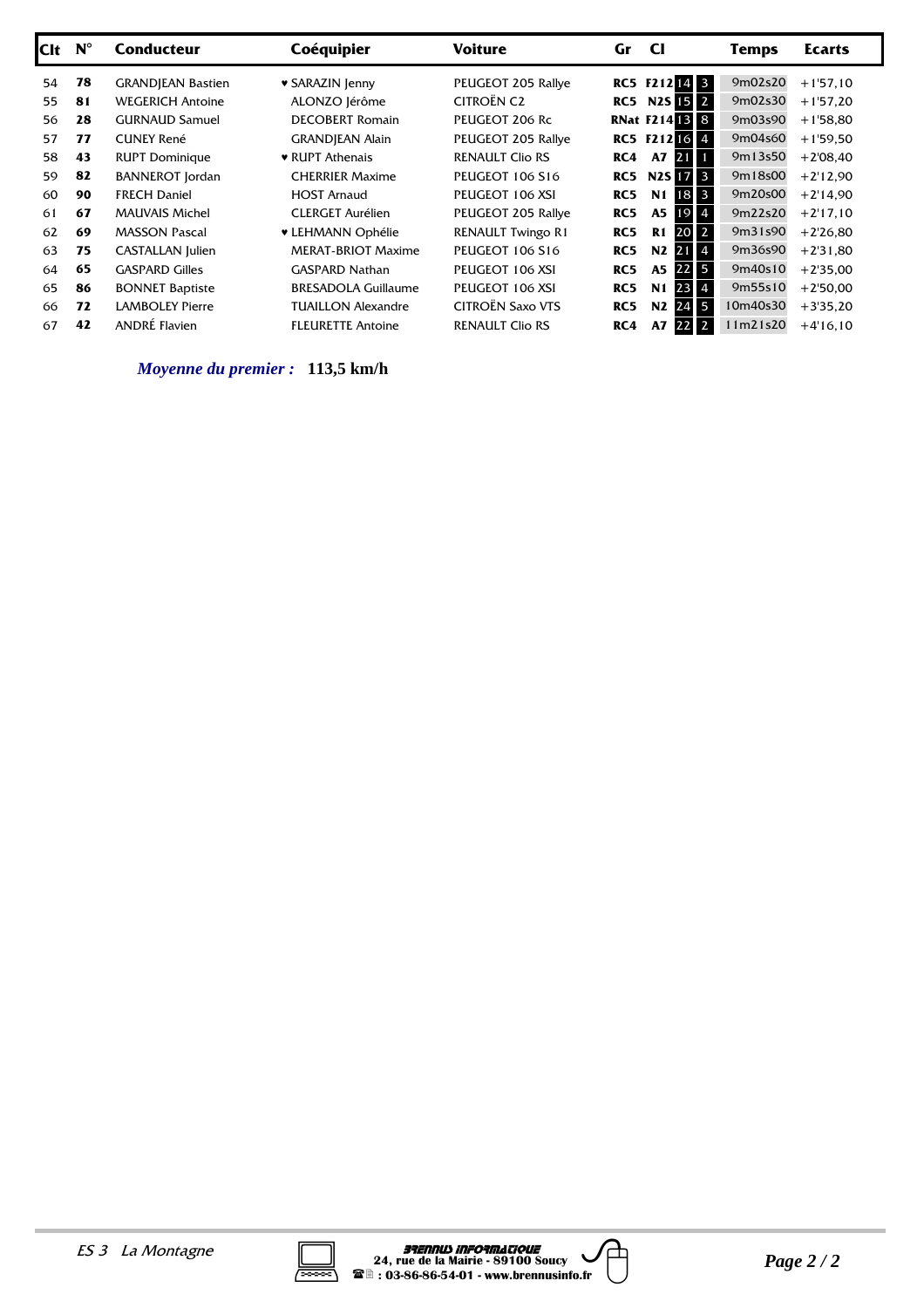| Clt | N° | Conducteur | Coéquipier | Voiture | Gr | Cl | | | Temps | Ecarts |
|---|---|---|---|---|---|---|---|---|---|---|
| 54 | **78** | GRANDJEAN Bastien | ♥ SARAZIN Jenny | PEUGEOT 205 Rallye | **RC5** | **F212** | 14 | 3 | 9m02s20 | +1'57,10 |
| 55 | **81** | WEGERICH Antoine | ALONZO Jérôme | CITROËN C2 | **RC5** | **N2S** | 15 | 2 | 9m02s30 | +1'57,20 |
| 56 | **28** | GURNAUD Samuel | DECOBERT Romain | PEUGEOT 206 Rc | **RNat** | **F214** | 13 | 8 | 9m03s90 | +1'58,80 |
| 57 | **77** | CUNEY René | GRANDJEAN Alain | PEUGEOT 205 Rallye | **RC5** | **F212** | 16 | 4 | 9m04s60 | +1'59,50 |
| 58 | **43** | RUPT Dominique | ♥ RUPT Athenais | RENAULT Clio RS | **RC4** | **A7** | 21 | 1 | 9m13s50 | +2'08,40 |
| 59 | **82** | BANNEROT Jordan | CHERRIER Maxime | PEUGEOT 106 S16 | **RC5** | **N2S** | 17 | 3 | 9m18s00 | +2'12,90 |
| 60 | **90** | FRECH Daniel | HOST Arnaud | PEUGEOT 106 XSI | **RC5** | **N1** | 18 | 3 | 9m20s00 | +2'14,90 |
| 61 | **67** | MAUVAIS Michel | CLERGET Aurélien | PEUGEOT 205 Rallye | **RC5** | **A5** | 19 | 4 | 9m22s20 | +2'17,10 |
| 62 | **69** | MASSON Pascal | ♥ LEHMANN Ophélie | RENAULT Twingo R1 | **RC5** | **R1** | 20 | 2 | 9m31s90 | +2'26,80 |
| 63 | **75** | CASTALLAN Julien | MERAT-BRIOT Maxime | PEUGEOT 106 S16 | **RC5** | **N2** | 21 | 4 | 9m36s90 | +2'31,80 |
| 64 | **65** | GASPARD Gilles | GASPARD Nathan | PEUGEOT 106 XSI | **RC5** | **A5** | 22 | 5 | 9m40s10 | +2'35,00 |
| 65 | **86** | BONNET Baptiste | BRESADOLA Guillaume | PEUGEOT 106 XSI | **RC5** | **N1** | 23 | 4 | 9m55s10 | +2'50,00 |
| 66 | **72** | LAMBOLEY Pierre | TUAILLON Alexandre | CITROËN Saxo VTS | **RC5** | **N2** | 24 | 5 | 10m40s30 | +3'35,20 |
| 67 | **42** | ANDRÉ Flavien | FLEURETTE Antoine | RENAULT Clio RS | **RC4** | **A7** | 22 | 2 | 11m21s20 | +4'16,10 |

*Moyenne du premier :* **113,5 km/h**

*ES 3 La Montagne*

**BRENNUS INFORMATIQUE**
**24, rue de la Mairie - 89100 Soucy**
**: 03-86-86-54-01 - www.brennusinfo.fr**